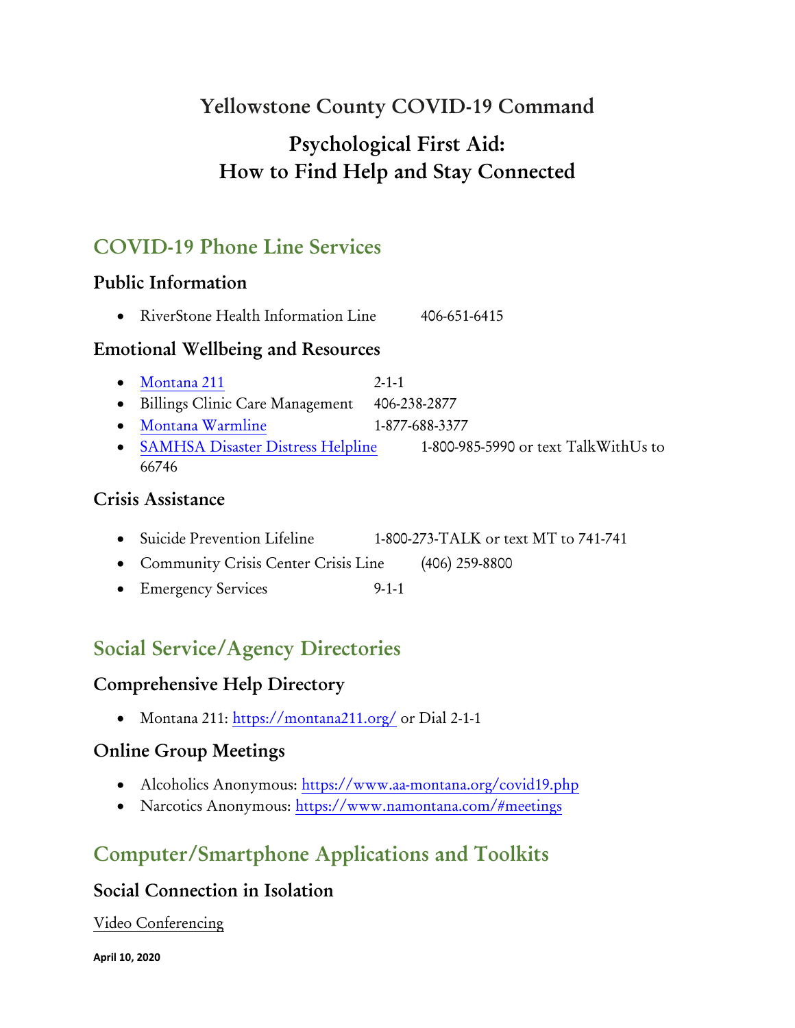# Yellowstone County COVID-19 Command

# Psychological First Aid: How to Find Help and Stay Connected

## COVID-19 Phone Line Services

### Public Information

- RiverStone Health Information Line 406-651-6415

### Emotional Wellbeing and Resources

- Montana 211 2-1-1
- Billings Clinic Care Management 406-238-2877
- Montana Warmline 1-877-688-3377
- SAMHSA Disaster Distress Helpline 1-800-985-5990 or text TalkWithUs to 66746

### Crisis Assistance

- Suicide Prevention Lifeline 1-800-273-TALK or text MT to 741-741
- Community Crisis Center Crisis Line (406) 259-8800
- Emergency Services 9-1-1

## Social Service/Agency Directories

### Comprehensive Help Directory

- Montana 211: https://montana211.org/ or Dial 2-1-1

### Online Group Meetings

- Alcoholics Anonymous: https://www.aa-montana.org/covid19.php
- Narcotics Anonymous: https://www.namontana.com/#meetings

## Computer/Smartphone Applications and Toolkits

### Social Connection in Isolation

Video Conferencing

April 10, 2020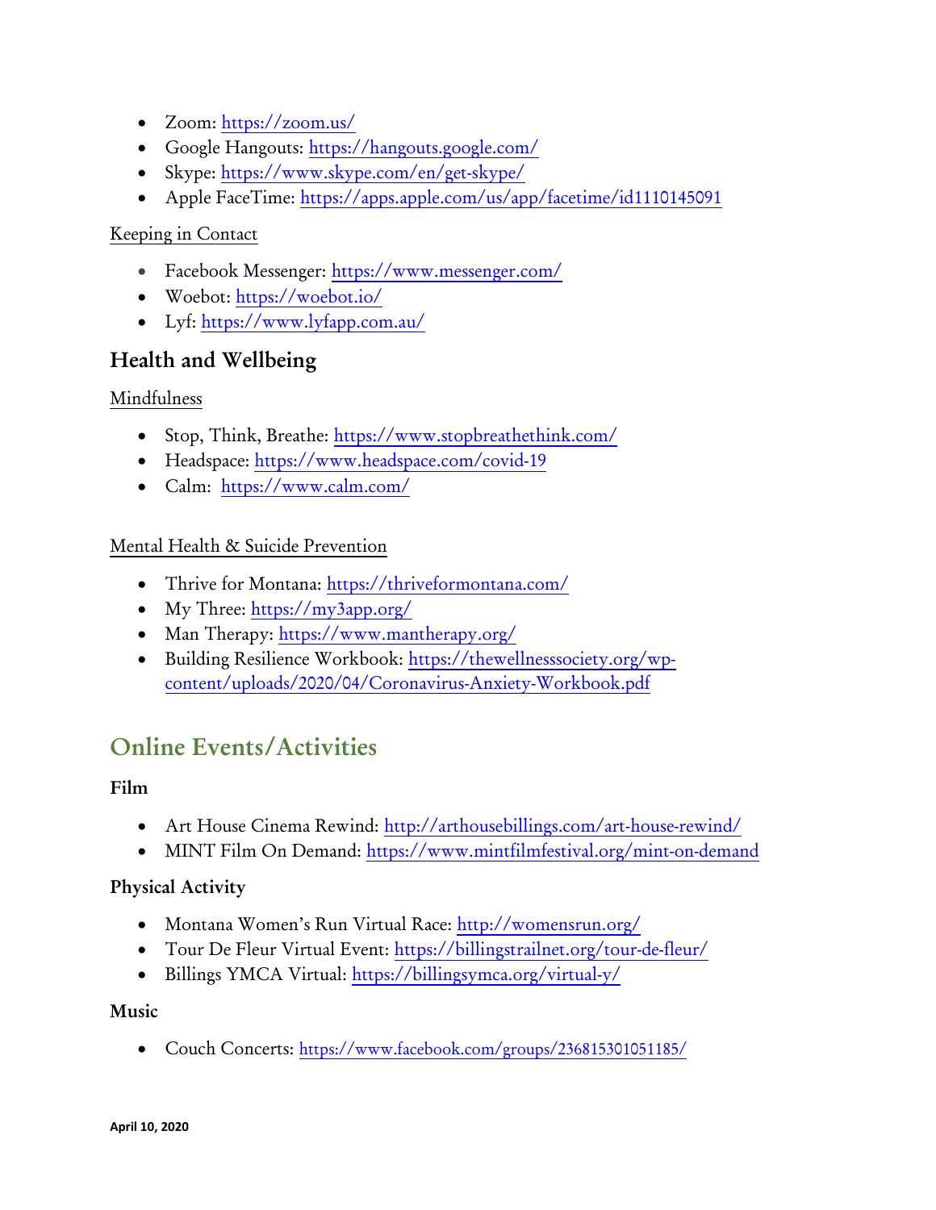- Zoom: https://zoom.us/
- Google Hangouts: https://hangouts.google.com/
- Skype: https://www.skype.com/en/get-skype/
- Apple FaceTime: https://apps.apple.com/us/app/facetime/id1110145091

Keeping in Contact

- Facebook Messenger: https://www.messenger.com/
- Woebot: https://woebot.io/
- Lyf: https://www.lyfapp.com.au/

### Health and Wellbeing

Mindfulness

- Stop, Think, Breathe: https://www.stopbreathethink.com/
- Headspace: https://www.headspace.com/covid-19
- Calm: https://www.calm.com/

Mental Health & Suicide Prevention

- Thrive for Montana: https://thriveformontana.com/
- My Three: https://my3app.org/
- Man Therapy: https://www.mantherapy.org/
- Building Resilience Workbook: https://thewellnesssociety.org/wp-content/uploads/2020/04/Coronavirus-Anxiety-Workbook.pdf

## Online Events/Activities

### Film

- Art House Cinema Rewind: http://arthousebillings.com/art-house-rewind/
- MINT Film On Demand: https://www.mintfilmfestival.org/mint-on-demand

### Physical Activity

- Montana Women's Run Virtual Race: http://womensrun.org/
- Tour De Fleur Virtual Event: https://billingstrailnet.org/tour-de-fleur/
- Billings YMCA Virtual: https://billingsymca.org/virtual-y/

### Music

- Couch Concerts: https://www.facebook.com/groups/236815301051185/

April 10, 2020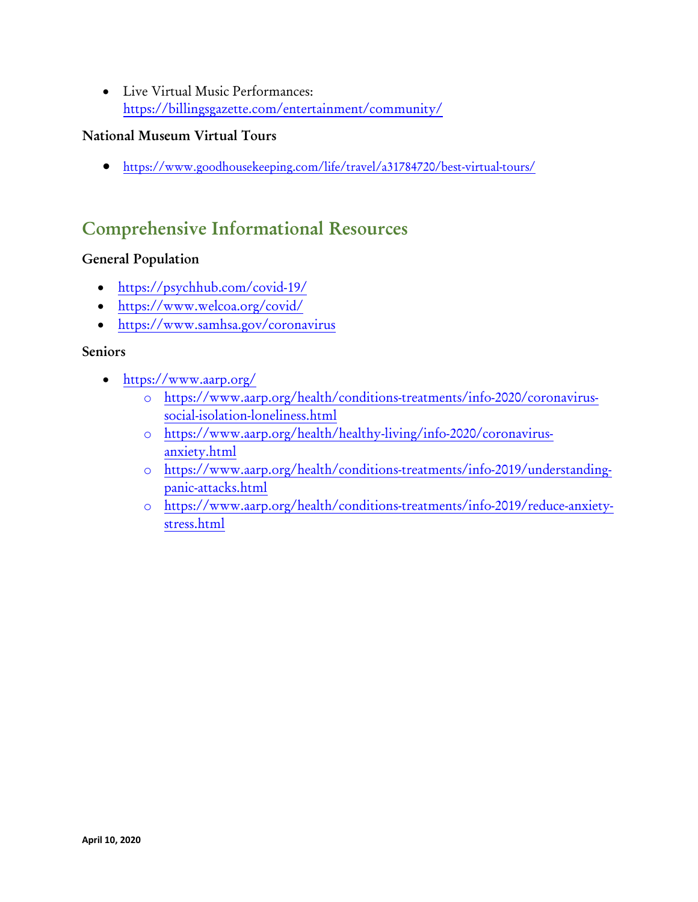- Live Virtual Music Performances: https://billingsgazette.com/entertainment/community/

### National Museum Virtual Tours

- https://www.goodhousekeeping.com/life/travel/a31784720/best-virtual-tours/

## Comprehensive Informational Resources

### General Population

- https://psychhub.com/covid-19/
- https://www.welcoa.org/covid/
- https://www.samhsa.gov/coronavirus

### Seniors

- https://www.aarp.org/
  - https://www.aarp.org/health/conditions-treatments/info-2020/coronavirus-social-isolation-loneliness.html
  - https://www.aarp.org/health/healthy-living/info-2020/coronavirus-anxiety.html
  - https://www.aarp.org/health/conditions-treatments/info-2019/understanding-panic-attacks.html
  - https://www.aarp.org/health/conditions-treatments/info-2019/reduce-anxiety-stress.html